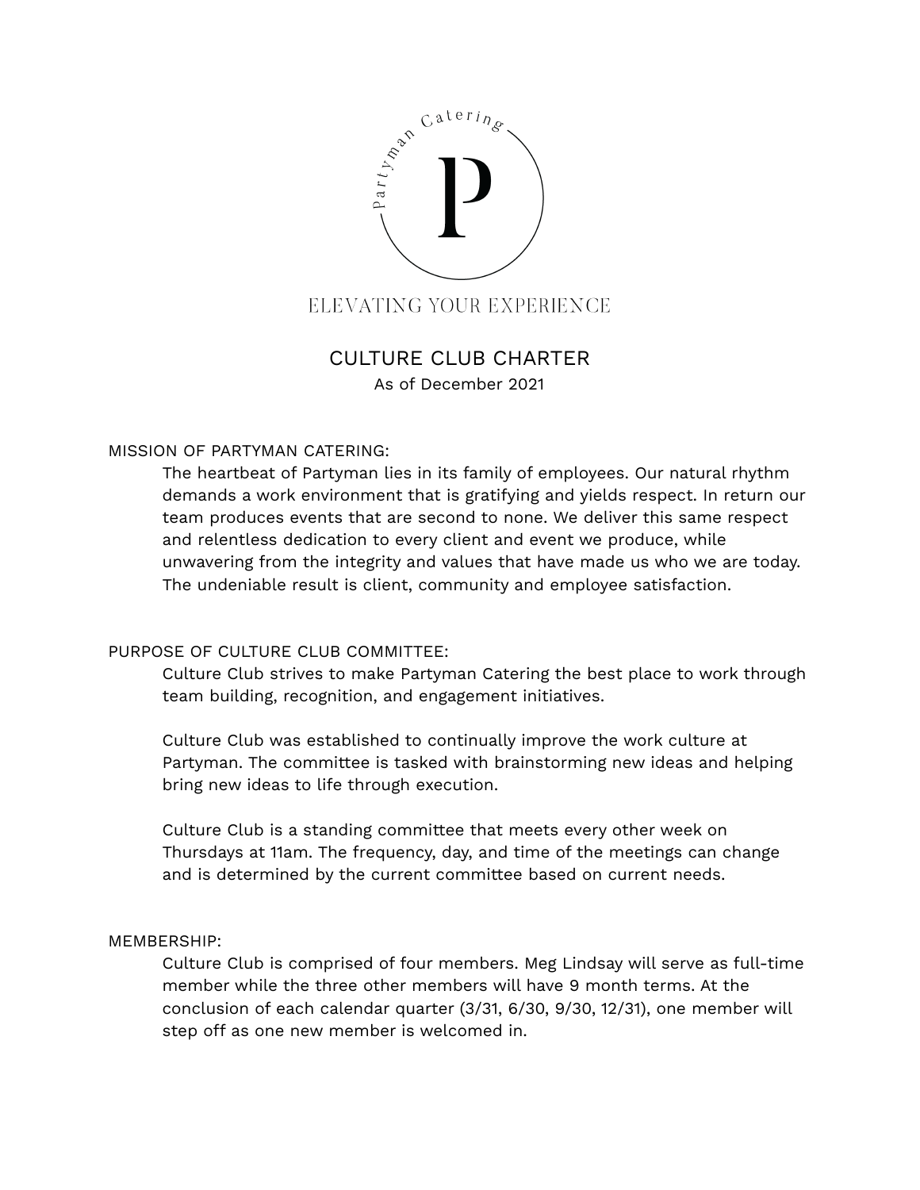Partyman Catering

P

ELEVATING YOUR EXPERIENCE

# CULTURE CLUB CHARTER

As of December 2021

## MISSION OF PARTYMAN CATERING:

The heartbeat of Partyman lies in its family of employees. Our natural rhythm demands a work environment that is gratifying and yields respect. In return our team produces events that are second to none. We deliver this same respect and relentless dedication to every client and event we produce, while unwavering from the integrity and values that have made us who we are today. The undeniable result is client, community and employee satisfaction.

## PURPOSE OF CULTURE CLUB COMMITTEE:

Culture Club strives to make Partyman Catering the best place to work through team building, recognition, and engagement initiatives.

Culture Club was established to continually improve the work culture at Partyman. The committee is tasked with brainstorming new ideas and helping bring new ideas to life through execution.

Culture Club is a standing committee that meets every other week on Thursdays at 11am. The frequency, day, and time of the meetings can change and is determined by the current committee based on current needs.

## MEMBERSHIP:

Culture Club is comprised of four members. Meg Lindsay will serve as full-time member while the three other members will have 9 month terms. At the conclusion of each calendar quarter (3/31, 6/30, 9/30, 12/31), one member will step off as one new member is welcomed in.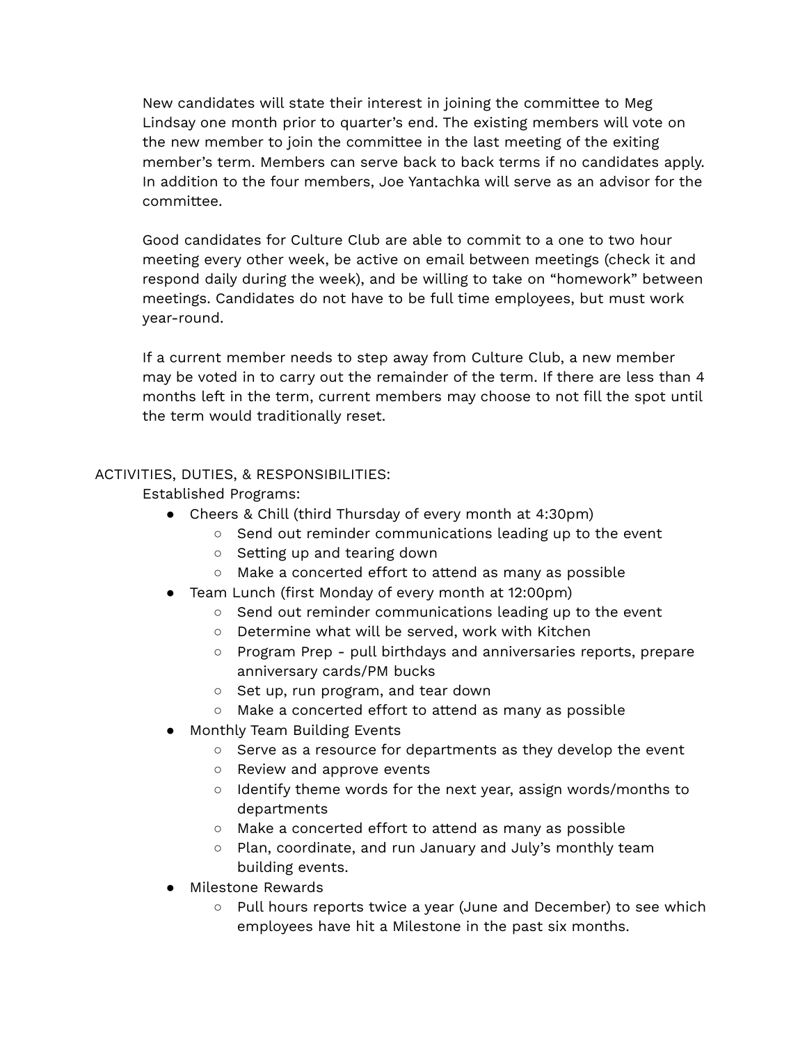New candidates will state their interest in joining the committee to Meg Lindsay one month prior to quarter's end. The existing members will vote on the new member to join the committee in the last meeting of the exiting member's term. Members can serve back to back terms if no candidates apply. In addition to the four members, Joe Yantachka will serve as an advisor for the committee.

Good candidates for Culture Club are able to commit to a one to two hour meeting every other week, be active on email between meetings (check it and respond daily during the week), and be willing to take on "homework" between meetings. Candidates do not have to be full time employees, but must work year-round.

If a current member needs to step away from Culture Club, a new member may be voted in to carry out the remainder of the term. If there are less than 4 months left in the term, current members may choose to not fill the spot until the term would traditionally reset.

ACTIVITIES, DUTIES, & RESPONSIBILITIES:

Established Programs:

- Cheers & Chill (third Thursday of every month at 4:30pm)
    - Send out reminder communications leading up to the event
    - Setting up and tearing down
    - Make a concerted effort to attend as many as possible
- Team Lunch (first Monday of every month at 12:00pm)
    - Send out reminder communications leading up to the event
    - Determine what will be served, work with Kitchen
    - Program Prep - pull birthdays and anniversaries reports, prepare anniversary cards/PM bucks
    - Set up, run program, and tear down
    - Make a concerted effort to attend as many as possible
- Monthly Team Building Events
    - Serve as a resource for departments as they develop the event
    - Review and approve events
    - Identify theme words for the next year, assign words/months to departments
    - Make a concerted effort to attend as many as possible
    - Plan, coordinate, and run January and July's monthly team building events.
- Milestone Rewards
    - Pull hours reports twice a year (June and December) to see which employees have hit a Milestone in the past six months.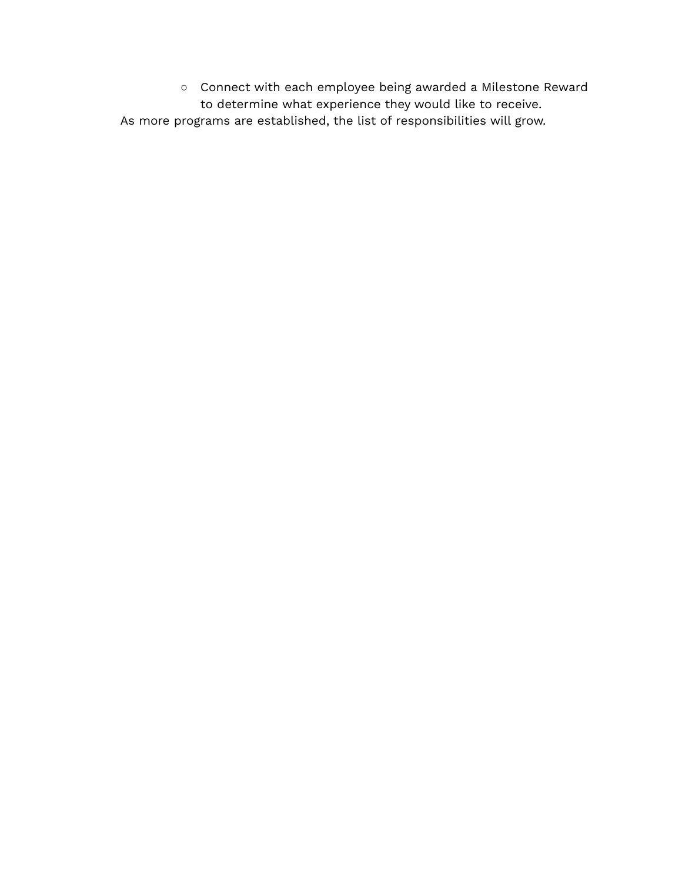- Connect with each employee being awarded a Milestone Reward to determine what experience they would like to receive.

As more programs are established, the list of responsibilities will grow.